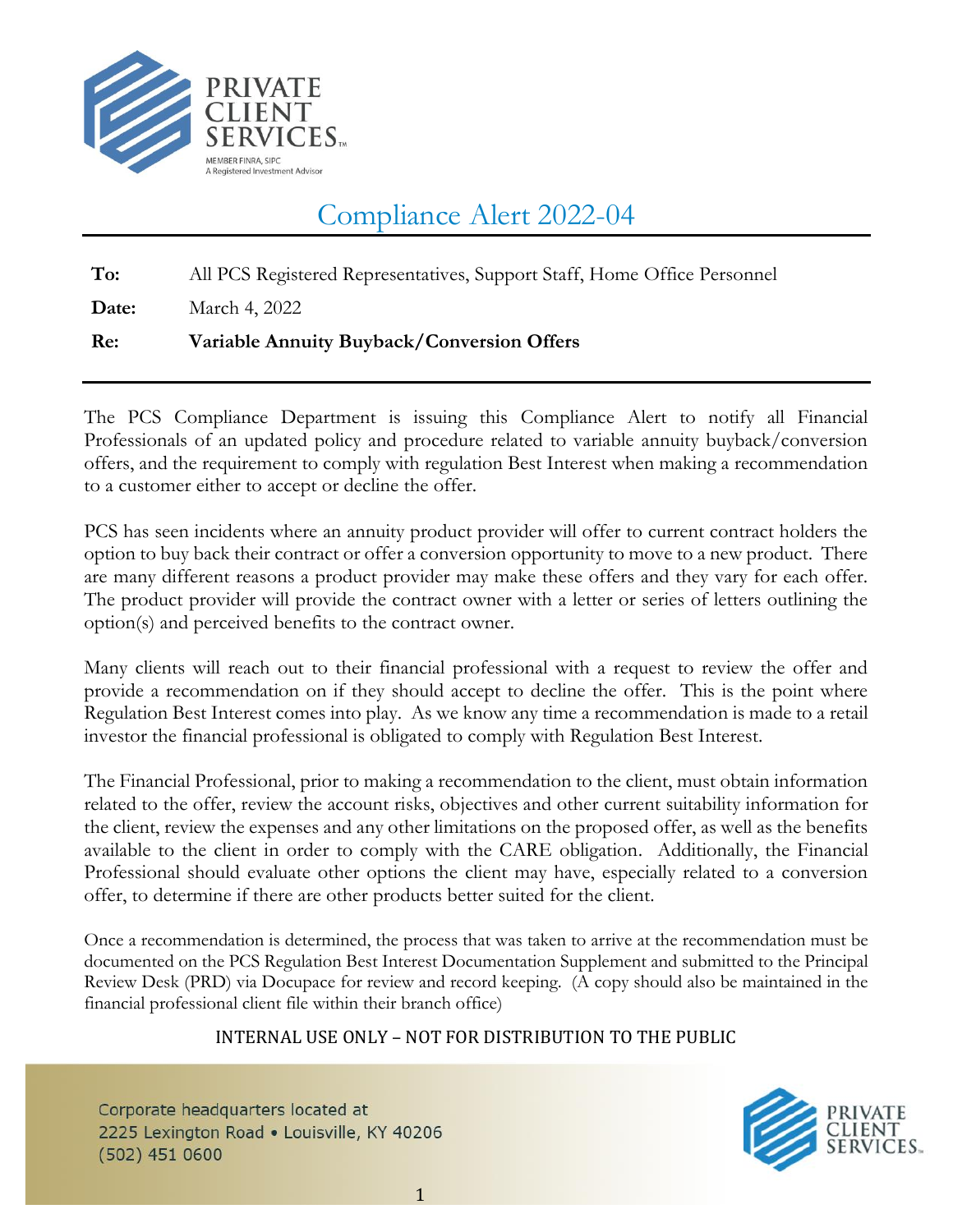PRIVATE CLIENT SERVICES™

MEMBER FINRA, SIPC
A Registered Investment Advisor

# Compliance Alert 2022-04

**To:** All PCS Registered Representatives, Support Staff, Home Office Personnel

**Date:** March 4, 2022

**Re:** **Variable Annuity Buyback/Conversion Offers**

The PCS Compliance Department is issuing this Compliance Alert to notify all Financial Professionals of an updated policy and procedure related to variable annuity buyback/conversion offers, and the requirement to comply with regulation Best Interest when making a recommendation to a customer either to accept or decline the offer.

PCS has seen incidents where an annuity product provider will offer to current contract holders the option to buy back their contract or offer a conversion opportunity to move to a new product. There are many different reasons a product provider may make these offers and they vary for each offer. The product provider will provide the contract owner with a letter or series of letters outlining the option(s) and perceived benefits to the contract owner.

Many clients will reach out to their financial professional with a request to review the offer and provide a recommendation on if they should accept to decline the offer. This is the point where Regulation Best Interest comes into play. As we know any time a recommendation is made to a retail investor the financial professional is obligated to comply with Regulation Best Interest.

The Financial Professional, prior to making a recommendation to the client, must obtain information related to the offer, review the account risks, objectives and other current suitability information for the client, review the expenses and any other limitations on the proposed offer, as well as the benefits available to the client in order to comply with the CARE obligation. Additionally, the Financial Professional should evaluate other options the client may have, especially related to a conversion offer, to determine if there are other products better suited for the client.

Once a recommendation is determined, the process that was taken to arrive at the recommendation must be documented on the PCS Regulation Best Interest Documentation Supplement and submitted to the Principal Review Desk (PRD) via Docupace for review and record keeping. (A copy should also be maintained in the financial professional client file within their branch office)

INTERNAL USE ONLY – NOT FOR DISTRIBUTION TO THE PUBLIC

Corporate headquarters located at
2225 Lexington Road • Louisville, KY 40206
(502) 451 0600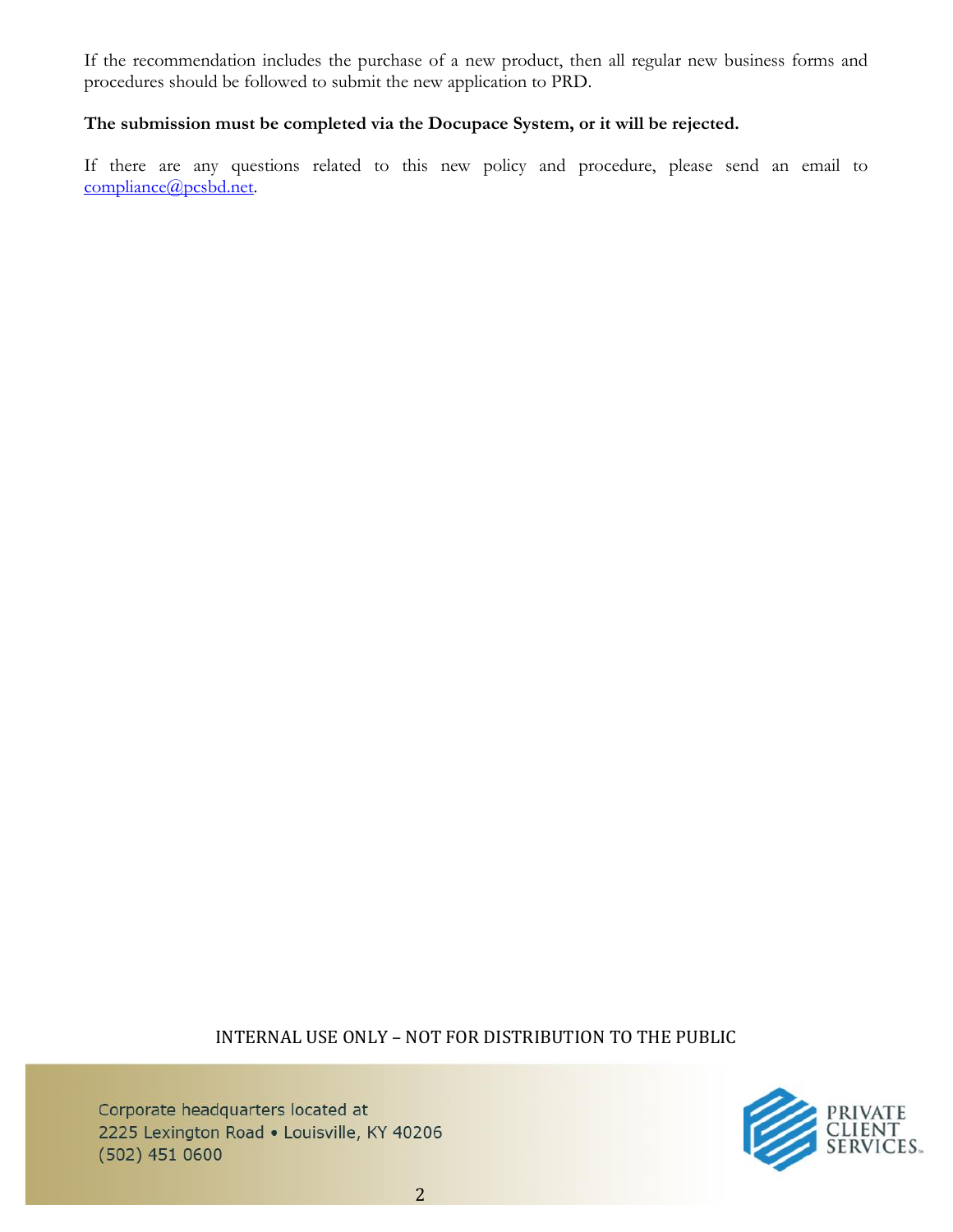If the recommendation includes the purchase of a new product, then all regular new business forms and procedures should be followed to submit the new application to PRD.

**The submission must be completed via the Docupace System, or it will be rejected.**

If there are any questions related to this new policy and procedure, please send an email to compliance@pcsbd.net.